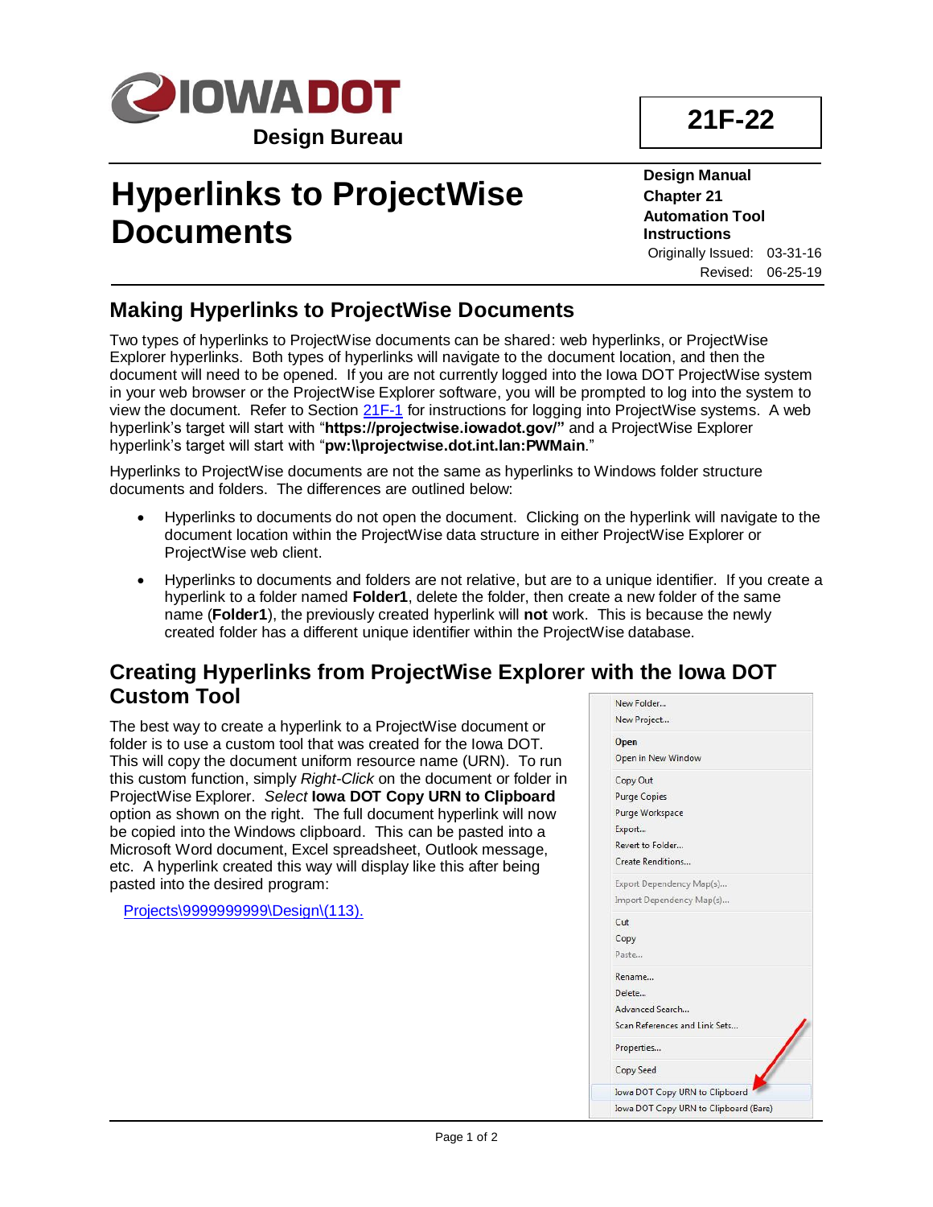**IOWA DOT**

**Design Bureau**

**21F-22**

# Hyperlinks to ProjectWise Documents

**Design Manual**
**Chapter 21**
**Automation Tool Instructions**

Originally Issued: 03-31-16
Revised: 06-25-19

## Making Hyperlinks to ProjectWise Documents

Two types of hyperlinks to ProjectWise documents can be shared: web hyperlinks, or ProjectWise Explorer hyperlinks. Both types of hyperlinks will navigate to the document location, and then the document will need to be opened. If you are not currently logged into the Iowa DOT ProjectWise system in your web browser or the ProjectWise Explorer software, you will be prompted to log into the system to view the document. Refer to Section 21F-1 for instructions for logging into ProjectWise systems. A web hyperlink's target will start with "**https://projectwise.iowadot.gov/"** and a ProjectWise Explorer hyperlink's target will start with "**pw:\\projectwise.dot.int.lan:PWMain**."

Hyperlinks to ProjectWise documents are not the same as hyperlinks to Windows folder structure documents and folders. The differences are outlined below:

- Hyperlinks to documents do not open the document. Clicking on the hyperlink will navigate to the document location within the ProjectWise data structure in either ProjectWise Explorer or ProjectWise web client.
- Hyperlinks to documents and folders are not relative, but are to a unique identifier. If you create a hyperlink to a folder named **Folder1**, delete the folder, then create a new folder of the same name (**Folder1**), the previously created hyperlink will **not** work. This is because the newly created folder has a different unique identifier within the ProjectWise database.

## Creating Hyperlinks from ProjectWise Explorer with the Iowa DOT Custom Tool

The best way to create a hyperlink to a ProjectWise document or folder is to use a custom tool that was created for the Iowa DOT. This will copy the document uniform resource name (URN). To run this custom function, simply *Right-Click* on the document or folder in ProjectWise Explorer. *Select* **Iowa DOT Copy URN to Clipboard** option as shown on the right. The full document hyperlink will now be copied into the Windows clipboard. This can be pasted into a Microsoft Word document, Excel spreadsheet, Outlook message, etc. A hyperlink created this way will display like this after being pasted into the desired program:

Projects\9999999999\Design\(113).

New Folder...
New Project...
Open
Open in New Window
Copy Out
Purge Copies
Purge Workspace
Export...
Revert to Folder...
Create Renditions...
Export Dependency Map(s)...
Import Dependency Map(s)...
Cut
Copy
Paste...
Rename...
Delete...
Advanced Search...
Scan References and Link Sets...
Properties...
Copy Seed
Iowa DOT Copy URN to Clipboard
Iowa DOT Copy URN to Clipboard (Bare)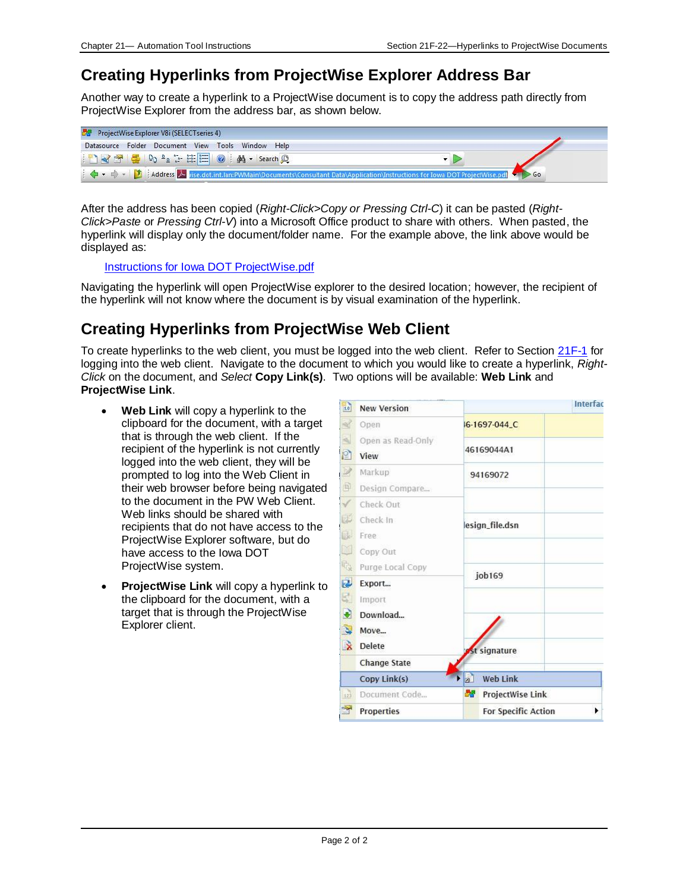## Creating Hyperlinks from ProjectWise Explorer Address Bar

Another way to create a hyperlink to a ProjectWise document is to copy the address path directly from ProjectWise Explorer from the address bar, as shown below.

After the address has been copied (*Right-Click>Copy or Pressing Ctrl-C*) it can be pasted (*Right-Click>Paste* or *Pressing Ctrl-V*) into a Microsoft Office product to share with others. When pasted, the hyperlink will display only the document/folder name. For the example above, the link above would be displayed as:

> Instructions for Iowa DOT ProjectWise.pdf

Navigating the hyperlink will open ProjectWise explorer to the desired location; however, the recipient of the hyperlink will not know where the document is by visual examination of the hyperlink.

## Creating Hyperlinks from ProjectWise Web Client

To create hyperlinks to the web client, you must be logged into the web client. Refer to Section 21F-1 for logging into the web client. Navigate to the document to which you would like to create a hyperlink, *Right-Click* on the document, and *Select* **Copy Link(s)**. Two options will be available: **Web Link** and **ProjectWise Link**.

- **Web Link** will copy a hyperlink to the clipboard for the document, with a target that is through the web client. If the recipient of the hyperlink is not currently logged into the web client, they will be prompted to log into the Web Client in their web browser before being navigated to the document in the PW Web Client. Web links should be shared with recipients that do not have access to the ProjectWise Explorer software, but do have access to the Iowa DOT ProjectWise system.
- **ProjectWise Link** will copy a hyperlink to the clipboard for the document, with a target that is through the ProjectWise Explorer client.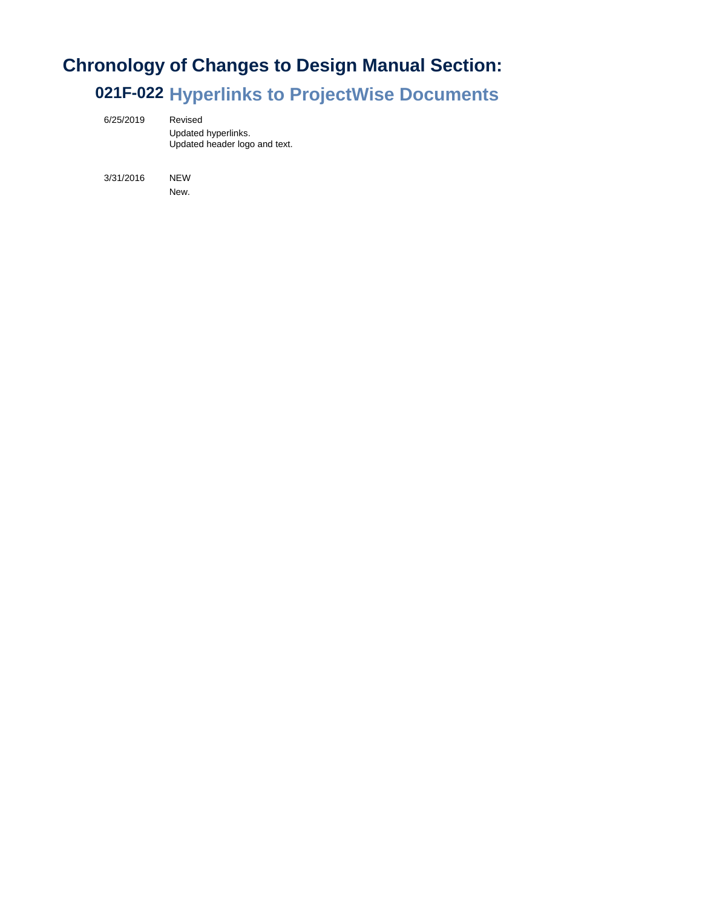# Chronology of Changes to Design Manual Section:

## 021F-022 Hyperlinks to ProjectWise Documents

| | | |
|---|---|---|
| 6/25/2019 | Revised | Updated hyperlinks.<br>Updated header logo and text. |
| 3/31/2016 | NEW | New. |